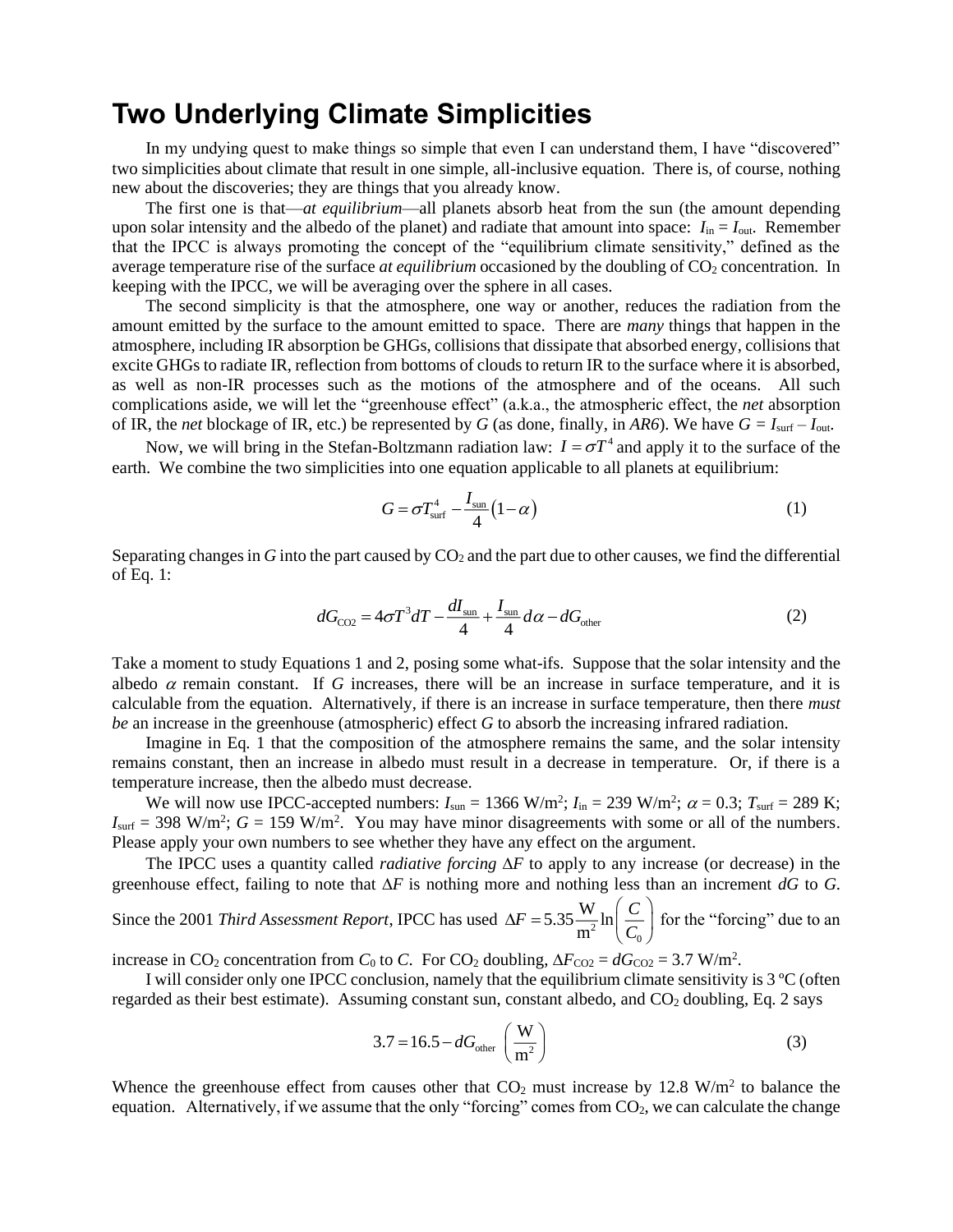# Two Underlying Climate Simplicities

In my undying quest to make things so simple that even I can understand them, I have "discovered" two simplicities about climate that result in one simple, all-inclusive equation. There is, of course, nothing new about the discoveries; they are things that you already know.

The first one is that—*at equilibrium*—all planets absorb heat from the sun (the amount depending upon solar intensity and the albedo of the planet) and radiate that amount into space: $I_{in} = I_{out}$. Remember that the IPCC is always promoting the concept of the "equilibrium climate sensitivity," defined as the average temperature rise of the surface *at equilibrium* occasioned by the doubling of $CO_2$ concentration. In keeping with the IPCC, we will be averaging over the sphere in all cases.

The second simplicity is that the atmosphere, one way or another, reduces the radiation from the amount emitted by the surface to the amount emitted to space. There are *many* things that happen in the atmosphere, including IR absorption be GHGs, collisions that dissipate that absorbed energy, collisions that excite GHGs to radiate IR, reflection from bottoms of clouds to return IR to the surface where it is absorbed, as well as non-IR processes such as the motions of the atmosphere and of the oceans. All such complications aside, we will let the "greenhouse effect" (a.k.a., the atmospheric effect, the *net* absorption of IR, the *net* blockage of IR, etc.) be represented by $G$ (as done, finally, in *AR6*). We have $G = I_{surf} - I_{out}$.

Now, we will bring in the Stefan-Boltzmann radiation law: $I = \sigma T^4$ and apply it to the surface of the earth. We combine the two simplicities into one equation applicable to all planets at equilibrium:

$$G = \sigma T_{surf}^4 - \frac{I_{sun}}{4}(1-\alpha) \tag{1}$$

Separating changes in $G$ into the part caused by $CO_2$ and the part due to other causes, we find the differential of Eq. 1:

$$dG_{CO2} = 4\sigma T^3 dT - \frac{dI_{sun}}{4} + \frac{I_{sun}}{4} d\alpha - dG_{other} \tag{2}$$

Take a moment to study Equations 1 and 2, posing some what-ifs. Suppose that the solar intensity and the albedo $\alpha$ remain constant. If $G$ increases, there will be an increase in surface temperature, and it is calculable from the equation. Alternatively, if there is an increase in surface temperature, then there *must be* an increase in the greenhouse (atmospheric) effect $G$ to absorb the increasing infrared radiation.

Imagine in Eq. 1 that the composition of the atmosphere remains the same, and the solar intensity remains constant, then an increase in albedo must result in a decrease in temperature. Or, if there is a temperature increase, then the albedo must decrease.

We will now use IPCC-accepted numbers: $I_{sun}$ = 1366 W/m$^2$; $I_{in}$ = 239 W/m$^2$; $\alpha$ = 0.3; $T_{surf}$ = 289 K; $I_{surf}$ = 398 W/m$^2$; $G$ = 159 W/m$^2$. You may have minor disagreements with some or all of the numbers. Please apply your own numbers to see whether they have any effect on the argument.

The IPCC uses a quantity called *radiative forcing* $\Delta F$ to apply to any increase (or decrease) in the greenhouse effect, failing to note that $\Delta F$ is nothing more and nothing less than an increment $dG$ to $G$. Since the 2001 *Third Assessment Report*, IPCC has used $\Delta F = 5.35 \frac{\text{W}}{\text{m}^2} \ln\left(\frac{C}{C_0}\right)$ for the "forcing" due to an increase in $CO_2$ concentration from $C_0$ to $C$. For $CO_2$ doubling, $\Delta F_{CO2} = dG_{CO2}$ = 3.7 W/m$^2$.

I will consider only one IPCC conclusion, namely that the equilibrium climate sensitivity is 3 ºC (often regarded as their best estimate). Assuming constant sun, constant albedo, and $CO_2$ doubling, Eq. 2 says

$$3.7 = 16.5 - dG_{other} \ \left(\frac{\text{W}}{\text{m}^2}\right) \tag{3}$$

Whence the greenhouse effect from causes other that $CO_2$ must increase by 12.8 W/m$^2$ to balance the equation. Alternatively, if we assume that the only "forcing" comes from $CO_2$, we can calculate the change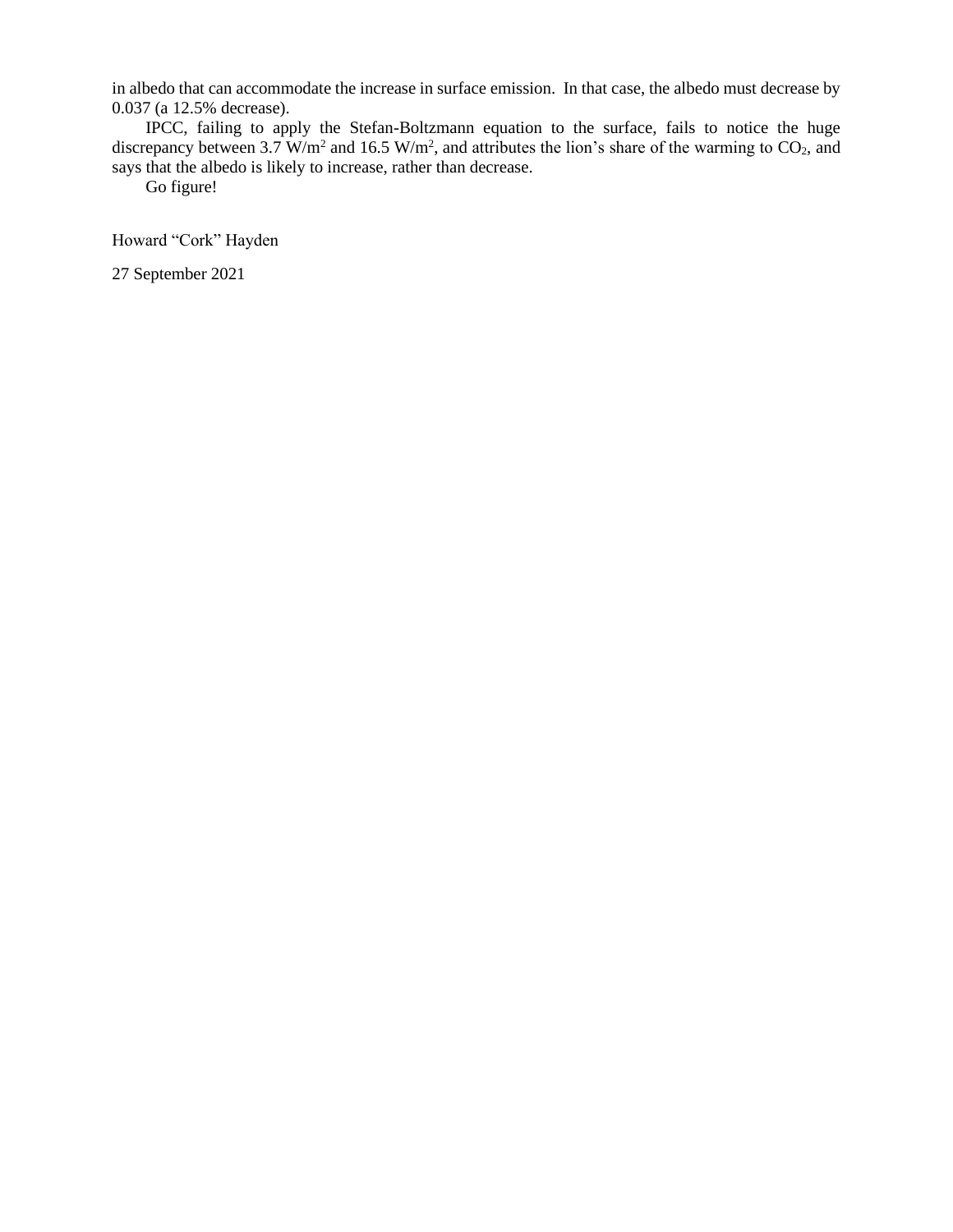in albedo that can accommodate the increase in surface emission. In that case, the albedo must decrease by 0.037 (a 12.5% decrease).

IPCC, failing to apply the Stefan-Boltzmann equation to the surface, fails to notice the huge discrepancy between 3.7 W/m$^2$ and 16.5 W/m$^2$, and attributes the lion's share of the warming to $CO_2$, and says that the albedo is likely to increase, rather than decrease.

Go figure!

Howard "Cork" Hayden

27 September 2021